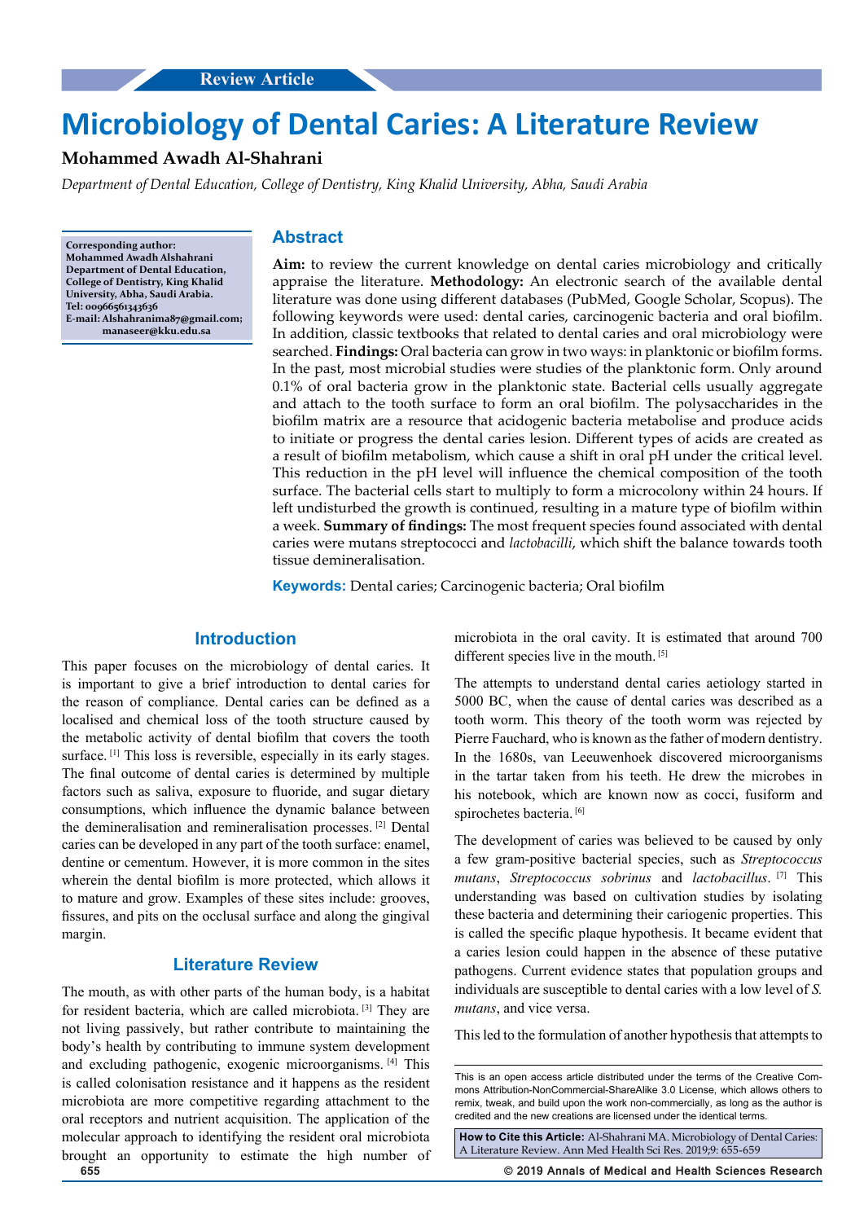Review Article

# Microbiology of Dental Caries: A Literature Review

**Mohammed Awadh Al-Shahrani**

*Department of Dental Education, College of Dentistry, King Khalid University, Abha, Saudi Arabia*

**Corresponding author: Mohammed Awadh Alshahrani Department of Dental Education, College of Dentistry, King Khalid University, Abha, Saudi Arabia. Tel: 00966561343636 E-mail: Alshahranima87@gmail.com; manaseer@kku.edu.sa**

## Abstract

**Aim:** to review the current knowledge on dental caries microbiology and critically appraise the literature. **Methodology:** An electronic search of the available dental literature was done using different databases (PubMed, Google Scholar, Scopus). The following keywords were used: dental caries, carcinogenic bacteria and oral biofilm. In addition, classic textbooks that related to dental caries and oral microbiology were searched. **Findings:** Oral bacteria can grow in two ways: in planktonic or biofilm forms. In the past, most microbial studies were studies of the planktonic form. Only around 0.1% of oral bacteria grow in the planktonic state. Bacterial cells usually aggregate and attach to the tooth surface to form an oral biofilm. The polysaccharides in the biofilm matrix are a resource that acidogenic bacteria metabolise and produce acids to initiate or progress the dental caries lesion. Different types of acids are created as a result of biofilm metabolism, which cause a shift in oral pH under the critical level. This reduction in the pH level will influence the chemical composition of the tooth surface. The bacterial cells start to multiply to form a microcolony within 24 hours. If left undisturbed the growth is continued, resulting in a mature type of biofilm within a week. **Summary of findings:** The most frequent species found associated with dental caries were mutans streptococci and *lactobacilli*, which shift the balance towards tooth tissue demineralisation.

**Keywords:** Dental caries; Carcinogenic bacteria; Oral biofilm

## Introduction

This paper focuses on the microbiology of dental caries. It is important to give a brief introduction to dental caries for the reason of compliance. Dental caries can be defined as a localised and chemical loss of the tooth structure caused by the metabolic activity of dental biofilm that covers the tooth surface. [1] This loss is reversible, especially in its early stages. The final outcome of dental caries is determined by multiple factors such as saliva, exposure to fluoride, and sugar dietary consumptions, which influence the dynamic balance between the demineralisation and remineralisation processes. [2] Dental caries can be developed in any part of the tooth surface: enamel, dentine or cementum. However, it is more common in the sites wherein the dental biofilm is more protected, which allows it to mature and grow. Examples of these sites include: grooves, fissures, and pits on the occlusal surface and along the gingival margin.

## Literature Review

The mouth, as with other parts of the human body, is a habitat for resident bacteria, which are called microbiota. [3] They are not living passively, but rather contribute to maintaining the body's health by contributing to immune system development and excluding pathogenic, exogenic microorganisms. [4] This is called colonisation resistance and it happens as the resident microbiota are more competitive regarding attachment to the oral receptors and nutrient acquisition. The application of the molecular approach to identifying the resident oral microbiota brought an opportunity to estimate the high number of microbiota in the oral cavity. It is estimated that around 700 different species live in the mouth. [5]

The attempts to understand dental caries aetiology started in 5000 BC, when the cause of dental caries was described as a tooth worm. This theory of the tooth worm was rejected by Pierre Fauchard, who is known as the father of modern dentistry. In the 1680s, van Leeuwenhoek discovered microorganisms in the tartar taken from his teeth. He drew the microbes in his notebook, which are known now as cocci, fusiform and spirochetes bacteria. [6]

The development of caries was believed to be caused by only a few gram-positive bacterial species, such as *Streptococcus mutans*, *Streptococcus sobrinus* and *lactobacillus*. [7] This understanding was based on cultivation studies by isolating these bacteria and determining their cariogenic properties. This is called the specific plaque hypothesis. It became evident that a caries lesion could happen in the absence of these putative pathogens. Current evidence states that population groups and individuals are susceptible to dental caries with a low level of *S. mutans*, and vice versa.

This led to the formulation of another hypothesis that attempts to

This is an open access article distributed under the terms of the Creative Commons Attribution-NonCommercial-ShareAlike 3.0 License, which allows others to remix, tweak, and build upon the work non-commercially, as long as the author is credited and the new creations are licensed under the identical terms.

**How to Cite this Article:** Al-Shahrani MA. Microbiology of Dental Caries: A Literature Review. Ann Med Health Sci Res. 2019;9: 655-659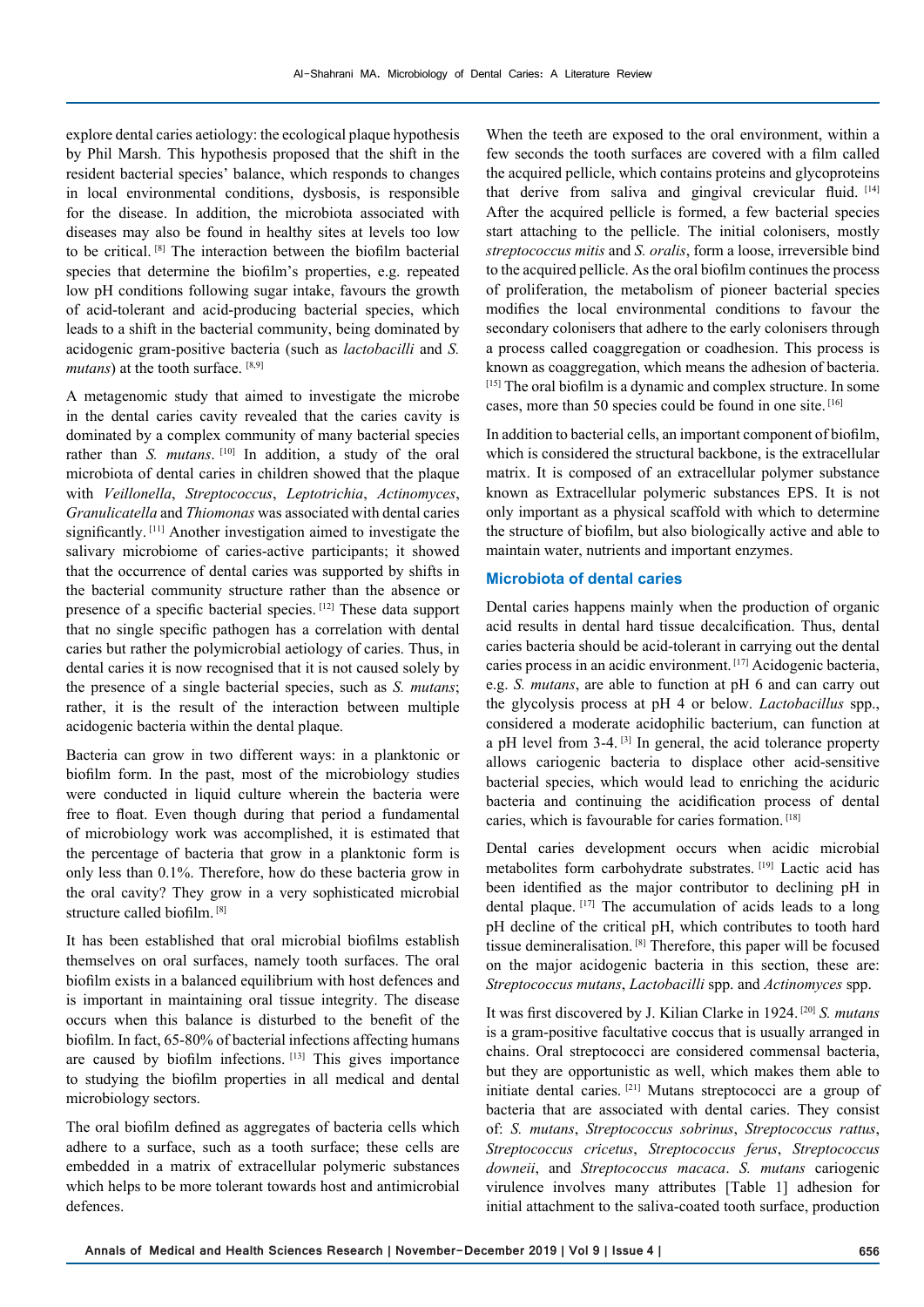explore dental caries aetiology: the ecological plaque hypothesis by Phil Marsh. This hypothesis proposed that the shift in the resident bacterial species' balance, which responds to changes in local environmental conditions, dysbosis, is responsible for the disease. In addition, the microbiota associated with diseases may also be found in healthy sites at levels too low to be critical. [8] The interaction between the biofilm bacterial species that determine the biofilm's properties, e.g. repeated low pH conditions following sugar intake, favours the growth of acid-tolerant and acid-producing bacterial species, which leads to a shift in the bacterial community, being dominated by acidogenic gram-positive bacteria (such as *lactobacilli* and *S. mutans*) at the tooth surface. [8,9]

A metagenomic study that aimed to investigate the microbe in the dental caries cavity revealed that the caries cavity is dominated by a complex community of many bacterial species rather than *S. mutans*. [10] In addition, a study of the oral microbiota of dental caries in children showed that the plaque with *Veillonella*, *Streptococcus*, *Leptotrichia*, *Actinomyces*, *Granulicatella* and *Thiomonas* was associated with dental caries significantly. [11] Another investigation aimed to investigate the salivary microbiome of caries-active participants; it showed that the occurrence of dental caries was supported by shifts in the bacterial community structure rather than the absence or presence of a specific bacterial species. [12] These data support that no single specific pathogen has a correlation with dental caries but rather the polymicrobial aetiology of caries. Thus, in dental caries it is now recognised that it is not caused solely by the presence of a single bacterial species, such as *S. mutans*; rather, it is the result of the interaction between multiple acidogenic bacteria within the dental plaque.

Bacteria can grow in two different ways: in a planktonic or biofilm form. In the past, most of the microbiology studies were conducted in liquid culture wherein the bacteria were free to float. Even though during that period a fundamental of microbiology work was accomplished, it is estimated that the percentage of bacteria that grow in a planktonic form is only less than 0.1%. Therefore, how do these bacteria grow in the oral cavity? They grow in a very sophisticated microbial structure called biofilm. [8]

It has been established that oral microbial biofilms establish themselves on oral surfaces, namely tooth surfaces. The oral biofilm exists in a balanced equilibrium with host defences and is important in maintaining oral tissue integrity. The disease occurs when this balance is disturbed to the benefit of the biofilm. In fact, 65-80% of bacterial infections affecting humans are caused by biofilm infections. [13] This gives importance to studying the biofilm properties in all medical and dental microbiology sectors.

The oral biofilm defined as aggregates of bacteria cells which adhere to a surface, such as a tooth surface; these cells are embedded in a matrix of extracellular polymeric substances which helps to be more tolerant towards host and antimicrobial defences.

When the teeth are exposed to the oral environment, within a few seconds the tooth surfaces are covered with a film called the acquired pellicle, which contains proteins and glycoproteins that derive from saliva and gingival crevicular fluid. [14] After the acquired pellicle is formed, a few bacterial species start attaching to the pellicle. The initial colonisers, mostly *streptococcus mitis* and *S. oralis*, form a loose, irreversible bind to the acquired pellicle. As the oral biofilm continues the process of proliferation, the metabolism of pioneer bacterial species modifies the local environmental conditions to favour the secondary colonisers that adhere to the early colonisers through a process called coaggregation or coadhesion. This process is known as coaggregation, which means the adhesion of bacteria. [15] The oral biofilm is a dynamic and complex structure. In some cases, more than 50 species could be found in one site. [16]

In addition to bacterial cells, an important component of biofilm, which is considered the structural backbone, is the extracellular matrix. It is composed of an extracellular polymer substance known as Extracellular polymeric substances EPS. It is not only important as a physical scaffold with which to determine the structure of biofilm, but also biologically active and able to maintain water, nutrients and important enzymes.

## Microbiota of dental caries

Dental caries happens mainly when the production of organic acid results in dental hard tissue decalcification. Thus, dental caries bacteria should be acid-tolerant in carrying out the dental caries process in an acidic environment. [17] Acidogenic bacteria, e.g. *S. mutans*, are able to function at pH 6 and can carry out the glycolysis process at pH 4 or below. *Lactobacillus* spp., considered a moderate acidophilic bacterium, can function at a pH level from 3-4. [3] In general, the acid tolerance property allows cariogenic bacteria to displace other acid-sensitive bacterial species, which would lead to enriching the aciduric bacteria and continuing the acidification process of dental caries, which is favourable for caries formation. [18]

Dental caries development occurs when acidic microbial metabolites form carbohydrate substrates. [19] Lactic acid has been identified as the major contributor to declining pH in dental plaque. [17] The accumulation of acids leads to a long pH decline of the critical pH, which contributes to tooth hard tissue demineralisation. [8] Therefore, this paper will be focused on the major acidogenic bacteria in this section, these are: *Streptococcus mutans*, *Lactobacilli* spp. and *Actinomyces* spp.

It was first discovered by J. Kilian Clarke in 1924. [20] *S. mutans* is a gram-positive facultative coccus that is usually arranged in chains. Oral streptococci are considered commensal bacteria, but they are opportunistic as well, which makes them able to initiate dental caries. [21] Mutans streptococci are a group of bacteria that are associated with dental caries. They consist of: *S. mutans*, *Streptococcus sobrinus*, *Streptococcus rattus*, *Streptococcus cricetus*, *Streptococcus ferus*, *Streptococcus downeii*, and *Streptococcus macaca*. *S. mutans* cariogenic virulence involves many attributes [Table 1] adhesion for initial attachment to the saliva-coated tooth surface, production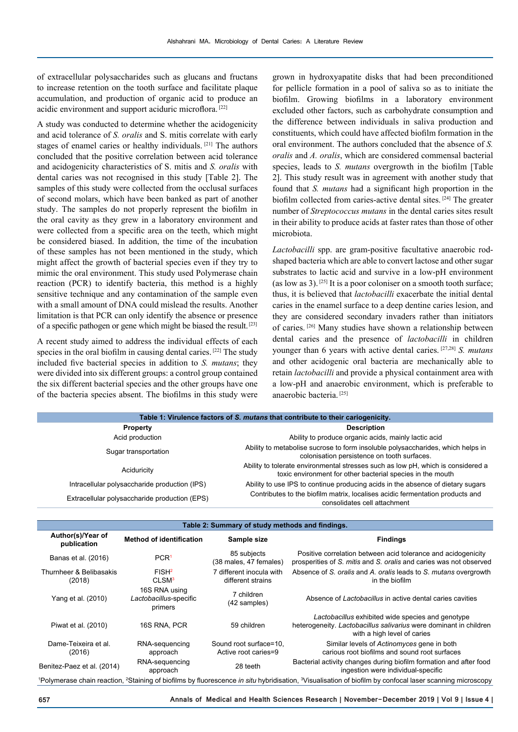of extracellular polysaccharides such as glucans and fructans to increase retention on the tooth surface and facilitate plaque accumulation, and production of organic acid to produce an acidic environment and support aciduric microflora. [22]

A study was conducted to determine whether the acidogenicity and acid tolerance of *S. oralis* and S. mitis correlate with early stages of enamel caries or healthy individuals. [21] The authors concluded that the positive correlation between acid tolerance and acidogenicity characteristics of S. mitis and *S. oralis* with dental caries was not recognised in this study [Table 2]. The samples of this study were collected from the occlusal surfaces of second molars, which have been banked as part of another study. The samples do not properly represent the biofilm in the oral cavity as they grew in a laboratory environment and were collected from a specific area on the teeth, which might be considered biased. In addition, the time of the incubation of these samples has not been mentioned in the study, which might affect the growth of bacterial species even if they try to mimic the oral environment. This study used Polymerase chain reaction (PCR) to identify bacteria, this method is a highly sensitive technique and any contamination of the sample even with a small amount of DNA could mislead the results. Another limitation is that PCR can only identify the absence or presence of a specific pathogen or gene which might be biased the result. [23]

A recent study aimed to address the individual effects of each species in the oral biofilm in causing dental caries. [22] The study included five bacterial species in addition to *S. mutans*; they were divided into six different groups: a control group contained the six different bacterial species and the other groups have one of the bacteria species absent. The biofilms in this study were grown in hydroxyapatite disks that had been preconditioned for pellicle formation in a pool of saliva so as to initiate the biofilm. Growing biofilms in a laboratory environment excluded other factors, such as carbohydrate consumption and the difference between individuals in saliva production and constituents, which could have affected biofilm formation in the oral environment. The authors concluded that the absence of *S. oralis* and *A. oralis*, which are considered commensal bacterial species, leads to *S. mutans* overgrowth in the biofilm [Table 2]. This study result was in agreement with another study that found that *S. mutans* had a significant high proportion in the biofilm collected from caries-active dental sites. [24] The greater number of *Streptococcus mutans* in the dental caries sites result in their ability to produce acids at faster rates than those of other microbiota.

*Lactobacilli* spp. are gram-positive facultative anaerobic rod-shaped bacteria which are able to convert lactose and other sugar substrates to lactic acid and survive in a low-pH environment (as low as 3). [25] It is a poor coloniser on a smooth tooth surface; thus, it is believed that *lactobacilli* exacerbate the initial dental caries in the enamel surface to a deep dentine caries lesion, and they are considered secondary invaders rather than initiators of caries. [26] Many studies have shown a relationship between dental caries and the presence of *lactobacilli* in children younger than 6 years with active dental caries. [27,28] *S. mutans* and other acidogenic oral bacteria are mechanically able to retain *lactobacilli* and provide a physical containment area with a low-pH and anaerobic environment, which is preferable to anaerobic bacteria. [25]

**Table 1: Virulence factors of *S. mutans* that contribute to their cariogenicity.**

| Property | Description |
|---|---|
| Acid production | Ability to produce organic acids, mainly lactic acid |
| Sugar transportation | Ability to metabolise sucrose to form insoluble polysaccharides, which helps in colonisation persistence on tooth surfaces. |
| Aciduricity | Ability to tolerate environmental stresses such as low pH, which is considered a toxic environment for other bacterial species in the mouth |
| Intracellular polysaccharide production (IPS) | Ability to use IPS to continue producing acids in the absence of dietary sugars |
| Extracellular polysaccharide production (EPS) | Contributes to the biofilm matrix, localises acidic fermentation products and consolidates cell attachment |

**Table 2: Summary of study methods and findings.**

| Author(s)/Year of publication | Method of identification | Sample size | Findings |
|---|---|---|---|
| Banas et al. (2016) | PCR[1] | 85 subjects (38 males, 47 females) | Positive correlation between acid tolerance and acidogenicity prosperities of *S. mitis* and *S. oralis* and caries was not observed |
| Thurnheer & Belibasakis (2018) | FISH[2] CLSM[3] | 7 different inocula with different strains | Absence of *S. oralis* and *A. oralis* leads to *S. mutans* overgrowth in the biofilm |
| Yang et al. (2010) | 16S RNA using *Lactobacillus*-specific primers | 7 children (42 samples) | Absence of *Lactobacillus* in active dental caries cavities |
| Piwat et al. (2010) | 16S RNA, PCR | 59 children | *Lactobacillus* exhibited wide species and genotype heterogeneity. *Lactobacillus salivarius* were dominant in children with a high level of caries |
| Dame-Teixeira et al. (2016) | RNA-sequencing approach | Sound root surface=10, Active root caries=9 | Similar levels of *Actinomyces* gene in both carious root biofilms and sound root surfaces |
| Benitez-Paez et al. (2014) | RNA-sequencing approach | 28 teeth | Bacterial activity changes during biofilm formation and after food ingestion were individual-specific |

[1]Polymerase chain reaction, [2]Staining of biofilms by fluorescence *in situ* hybridisation, [3]Visualisation of biofilm by confocal laser scanning microscopy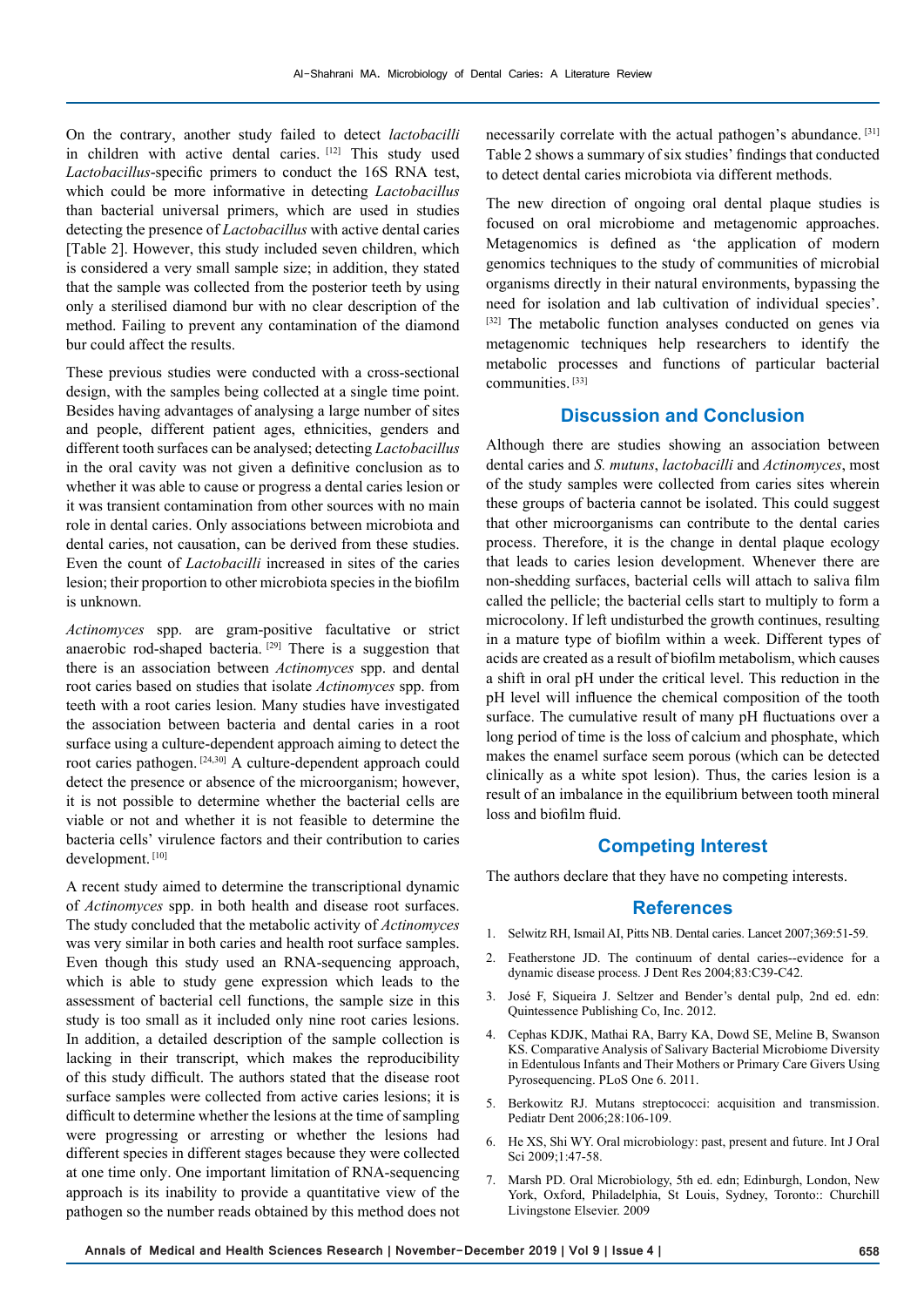On the contrary, another study failed to detect *lactobacilli* in children with active dental caries. [12] This study used *Lactobacillus*-specific primers to conduct the 16S RNA test, which could be more informative in detecting *Lactobacillus* than bacterial universal primers, which are used in studies detecting the presence of *Lactobacillus* with active dental caries [Table 2]. However, this study included seven children, which is considered a very small sample size; in addition, they stated that the sample was collected from the posterior teeth by using only a sterilised diamond bur with no clear description of the method. Failing to prevent any contamination of the diamond bur could affect the results.

These previous studies were conducted with a cross-sectional design, with the samples being collected at a single time point. Besides having advantages of analysing a large number of sites and people, different patient ages, ethnicities, genders and different tooth surfaces can be analysed; detecting *Lactobacillus* in the oral cavity was not given a definitive conclusion as to whether it was able to cause or progress a dental caries lesion or it was transient contamination from other sources with no main role in dental caries. Only associations between microbiota and dental caries, not causation, can be derived from these studies. Even the count of *Lactobacilli* increased in sites of the caries lesion; their proportion to other microbiota species in the biofilm is unknown.

*Actinomyces* spp. are gram-positive facultative or strict anaerobic rod-shaped bacteria. [29] There is a suggestion that there is an association between *Actinomyces* spp. and dental root caries based on studies that isolate *Actinomyces* spp. from teeth with a root caries lesion. Many studies have investigated the association between bacteria and dental caries in a root surface using a culture-dependent approach aiming to detect the root caries pathogen. [24,30] A culture-dependent approach could detect the presence or absence of the microorganism; however, it is not possible to determine whether the bacterial cells are viable or not and whether it is not feasible to determine the bacteria cells' virulence factors and their contribution to caries development. [10]

A recent study aimed to determine the transcriptional dynamic of *Actinomyces* spp. in both health and disease root surfaces. The study concluded that the metabolic activity of *Actinomyces* was very similar in both caries and health root surface samples. Even though this study used an RNA-sequencing approach, which is able to study gene expression which leads to the assessment of bacterial cell functions, the sample size in this study is too small as it included only nine root caries lesions. In addition, a detailed description of the sample collection is lacking in their transcript, which makes the reproducibility of this study difficult. The authors stated that the disease root surface samples were collected from active caries lesions; it is difficult to determine whether the lesions at the time of sampling were progressing or arresting or whether the lesions had different species in different stages because they were collected at one time only. One important limitation of RNA-sequencing approach is its inability to provide a quantitative view of the pathogen so the number reads obtained by this method does not necessarily correlate with the actual pathogen's abundance. [31] Table 2 shows a summary of six studies' findings that conducted to detect dental caries microbiota via different methods.

The new direction of ongoing oral dental plaque studies is focused on oral microbiome and metagenomic approaches. Metagenomics is defined as 'the application of modern genomics techniques to the study of communities of microbial organisms directly in their natural environments, bypassing the need for isolation and lab cultivation of individual species'. [32] The metabolic function analyses conducted on genes via metagenomic techniques help researchers to identify the metabolic processes and functions of particular bacterial communities. [33]

## Discussion and Conclusion

Although there are studies showing an association between dental caries and *S. mutuns*, *lactobacilli* and *Actinomyces*, most of the study samples were collected from caries sites wherein these groups of bacteria cannot be isolated. This could suggest that other microorganisms can contribute to the dental caries process. Therefore, it is the change in dental plaque ecology that leads to caries lesion development. Whenever there are non-shedding surfaces, bacterial cells will attach to saliva film called the pellicle; the bacterial cells start to multiply to form a microcolony. If left undisturbed the growth continues, resulting in a mature type of biofilm within a week. Different types of acids are created as a result of biofilm metabolism, which causes a shift in oral pH under the critical level. This reduction in the pH level will influence the chemical composition of the tooth surface. The cumulative result of many pH fluctuations over a long period of time is the loss of calcium and phosphate, which makes the enamel surface seem porous (which can be detected clinically as a white spot lesion). Thus, the caries lesion is a result of an imbalance in the equilibrium between tooth mineral loss and biofilm fluid.

## Competing Interest

The authors declare that they have no competing interests.

## References

1. Selwitz RH, Ismail AI, Pitts NB. Dental caries. Lancet 2007;369:51-59.
2. Featherstone JD. The continuum of dental caries--evidence for a dynamic disease process. J Dent Res 2004;83:C39-C42.
3. José F, Siqueira J. Seltzer and Bender's dental pulp, 2nd ed. edn: Quintessence Publishing Co, Inc. 2012.
4. Cephas KDJK, Mathai RA, Barry KA, Dowd SE, Meline B, Swanson KS. Comparative Analysis of Salivary Bacterial Microbiome Diversity in Edentulous Infants and Their Mothers or Primary Care Givers Using Pyrosequencing. PLoS One 6. 2011.
5. Berkowitz RJ. Mutans streptococci: acquisition and transmission. Pediatr Dent 2006;28:106-109.
6. He XS, Shi WY. Oral microbiology: past, present and future. Int J Oral Sci 2009;1:47-58.
7. Marsh PD. Oral Microbiology, 5th ed. edn; Edinburgh, London, New York, Oxford, Philadelphia, St Louis, Sydney, Toronto:: Churchill Livingstone Elsevier. 2009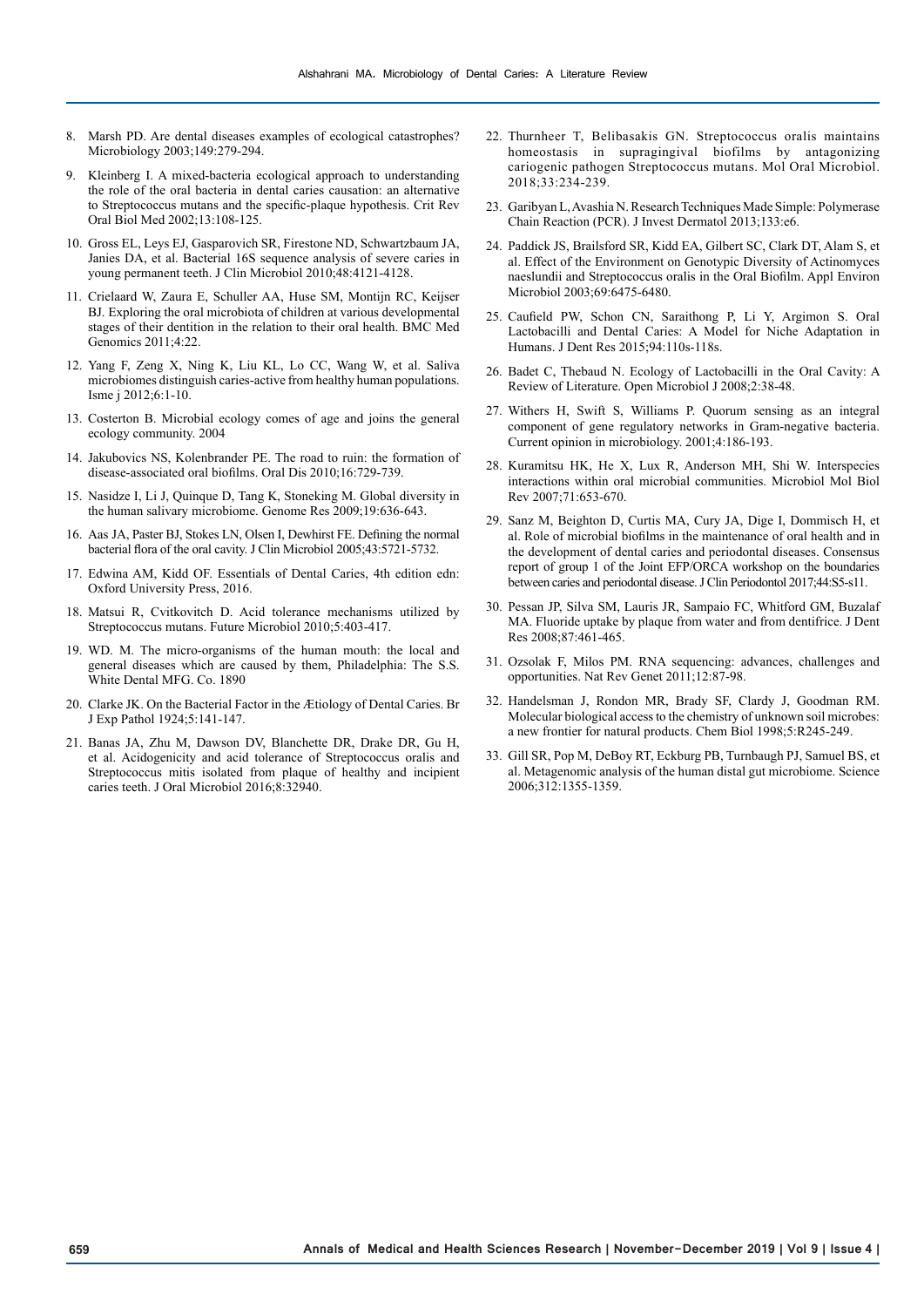8. Marsh PD. Are dental diseases examples of ecological catastrophes? Microbiology 2003;149:279-294.
9. Kleinberg I. A mixed-bacteria ecological approach to understanding the role of the oral bacteria in dental caries causation: an alternative to Streptococcus mutans and the specific-plaque hypothesis. Crit Rev Oral Biol Med 2002;13:108-125.
10. Gross EL, Leys EJ, Gasparovich SR, Firestone ND, Schwartzbaum JA, Janies DA, et al. Bacterial 16S sequence analysis of severe caries in young permanent teeth. J Clin Microbiol 2010;48:4121-4128.
11. Crielaard W, Zaura E, Schuller AA, Huse SM, Montijn RC, Keijser BJ. Exploring the oral microbiota of children at various developmental stages of their dentition in the relation to their oral health. BMC Med Genomics 2011;4:22.
12. Yang F, Zeng X, Ning K, Liu KL, Lo CC, Wang W, et al. Saliva microbiomes distinguish caries-active from healthy human populations. Isme j 2012;6:1-10.
13. Costerton B. Microbial ecology comes of age and joins the general ecology community. 2004
14. Jakubovics NS, Kolenbrander PE. The road to ruin: the formation of disease-associated oral biofilms. Oral Dis 2010;16:729-739.
15. Nasidze I, Li J, Quinque D, Tang K, Stoneking M. Global diversity in the human salivary microbiome. Genome Res 2009;19:636-643.
16. Aas JA, Paster BJ, Stokes LN, Olsen I, Dewhirst FE. Defining the normal bacterial flora of the oral cavity. J Clin Microbiol 2005;43:5721-5732.
17. Edwina AM, Kidd OF. Essentials of Dental Caries, 4th edition edn: Oxford University Press, 2016.
18. Matsui R, Cvitkovitch D. Acid tolerance mechanisms utilized by Streptococcus mutans. Future Microbiol 2010;5:403-417.
19. WD. M. The micro-organisms of the human mouth: the local and general diseases which are caused by them, Philadelphia: The S.S. White Dental MFG. Co. 1890
20. Clarke JK. On the Bacterial Factor in the Ætiology of Dental Caries. Br J Exp Pathol 1924;5:141-147.
21. Banas JA, Zhu M, Dawson DV, Blanchette DR, Drake DR, Gu H, et al. Acidogenicity and acid tolerance of Streptococcus oralis and Streptococcus mitis isolated from plaque of healthy and incipient caries teeth. J Oral Microbiol 2016;8:32940.
22. Thurnheer T, Belibasakis GN. Streptococcus oralis maintains homeostasis in supragingival biofilms by antagonizing cariogenic pathogen Streptococcus mutans. Mol Oral Microbiol. 2018;33:234-239.
23. Garibyan L, Avashia N. Research Techniques Made Simple: Polymerase Chain Reaction (PCR). J Invest Dermatol 2013;133:e6.
24. Paddick JS, Brailsford SR, Kidd EA, Gilbert SC, Clark DT, Alam S, et al. Effect of the Environment on Genotypic Diversity of Actinomyces naeslundii and Streptococcus oralis in the Oral Biofilm. Appl Environ Microbiol 2003;69:6475-6480.
25. Caufield PW, Schon CN, Saraithong P, Li Y, Argimon S. Oral Lactobacilli and Dental Caries: A Model for Niche Adaptation in Humans. J Dent Res 2015;94:110s-118s.
26. Badet C, Thebaud N. Ecology of Lactobacilli in the Oral Cavity: A Review of Literature. Open Microbiol J 2008;2:38-48.
27. Withers H, Swift S, Williams P. Quorum sensing as an integral component of gene regulatory networks in Gram-negative bacteria. Current opinion in microbiology. 2001;4:186-193.
28. Kuramitsu HK, He X, Lux R, Anderson MH, Shi W. Interspecies interactions within oral microbial communities. Microbiol Mol Biol Rev 2007;71:653-670.
29. Sanz M, Beighton D, Curtis MA, Cury JA, Dige I, Dommisch H, et al. Role of microbial biofilms in the maintenance of oral health and in the development of dental caries and periodontal diseases. Consensus report of group 1 of the Joint EFP/ORCA workshop on the boundaries between caries and periodontal disease. J Clin Periodontol 2017;44:S5-s11.
30. Pessan JP, Silva SM, Lauris JR, Sampaio FC, Whitford GM, Buzalaf MA. Fluoride uptake by plaque from water and from dentifrice. J Dent Res 2008;87:461-465.
31. Ozsolak F, Milos PM. RNA sequencing: advances, challenges and opportunities. Nat Rev Genet 2011;12:87-98.
32. Handelsman J, Rondon MR, Brady SF, Clardy J, Goodman RM. Molecular biological access to the chemistry of unknown soil microbes: a new frontier for natural products. Chem Biol 1998;5:R245-249.
33. Gill SR, Pop M, DeBoy RT, Eckburg PB, Turnbaugh PJ, Samuel BS, et al. Metagenomic analysis of the human distal gut microbiome. Science 2006;312:1355-1359.